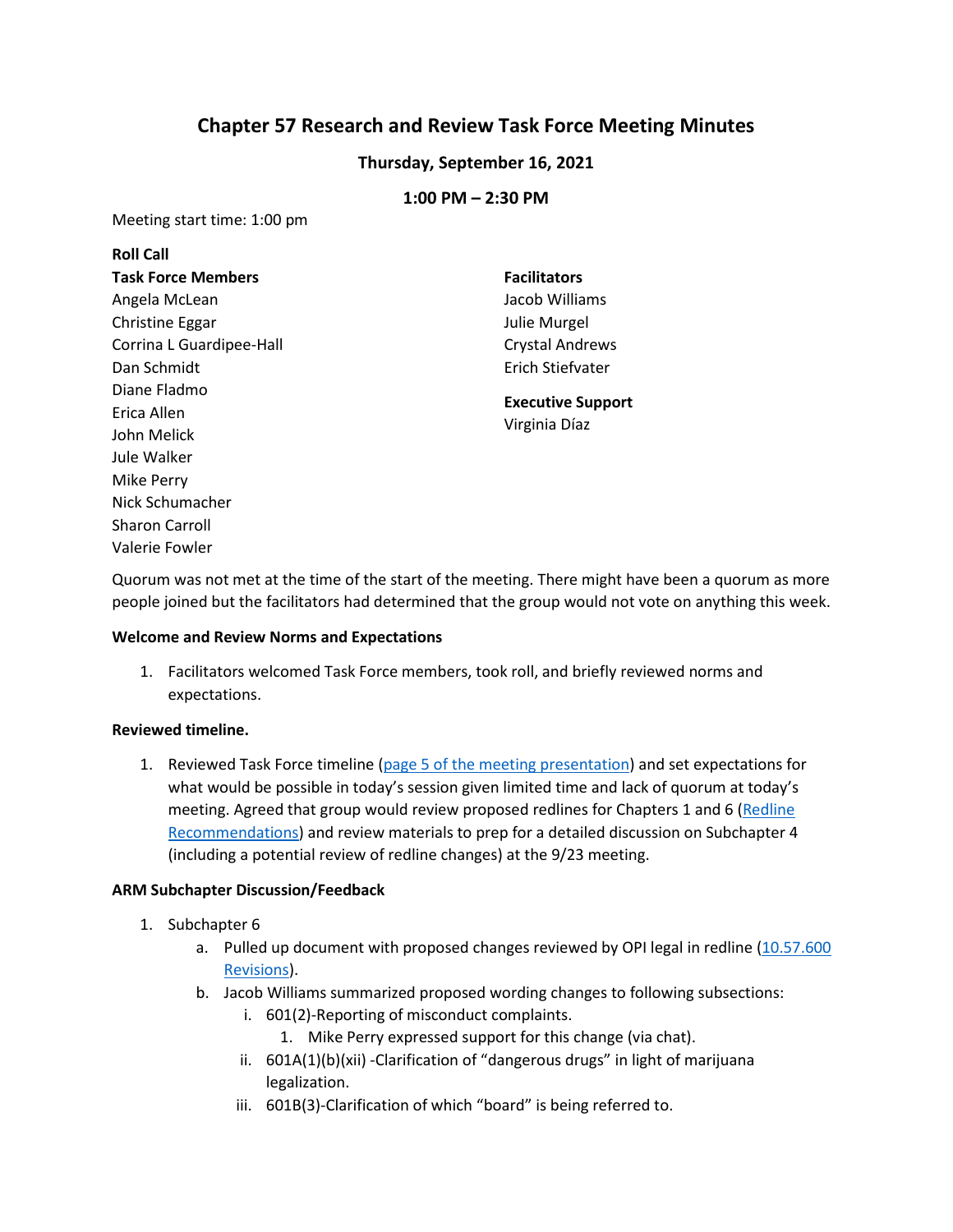# Chapter 57 Research and Review Task Force Meeting Minutes

**Thursday, September 16, 2021**

**1:00 PM – 2:30 PM**

Meeting start time: 1:00 pm

**Roll Call**

**Task Force Members**
Angela McLean
Christine Eggar
Corrina L Guardipee-Hall
Dan Schmidt
Diane Fladmo
Erica Allen
John Melick
Jule Walker
Mike Perry
Nick Schumacher
Sharon Carroll
Valerie Fowler

**Facilitators**
Jacob Williams
Julie Murgel
Crystal Andrews
Erich Stiefvater

**Executive Support**
Virginia Díaz

Quorum was not met at the time of the start of the meeting. There might have been a quorum as more people joined but the facilitators had determined that the group would not vote on anything this week.

**Welcome and Review Norms and Expectations**

1. Facilitators welcomed Task Force members, took roll, and briefly reviewed norms and expectations.

**Reviewed timeline.**

1. Reviewed Task Force timeline (page 5 of the meeting presentation) and set expectations for what would be possible in today's session given limited time and lack of quorum at today's meeting. Agreed that group would review proposed redlines for Chapters 1 and 6 (Redline Recommendations) and review materials to prep for a detailed discussion on Subchapter 4 (including a potential review of redline changes) at the 9/23 meeting.

**ARM Subchapter Discussion/Feedback**

1. Subchapter 6
   a. Pulled up document with proposed changes reviewed by OPI legal in redline (10.57.600 Revisions).
   b. Jacob Williams summarized proposed wording changes to following subsections:
      i. 601(2)-Reporting of misconduct complaints.
         1. Mike Perry expressed support for this change (via chat).
      ii. 601A(1)(b)(xii) -Clarification of "dangerous drugs" in light of marijuana legalization.
      iii. 601B(3)-Clarification of which "board" is being referred to.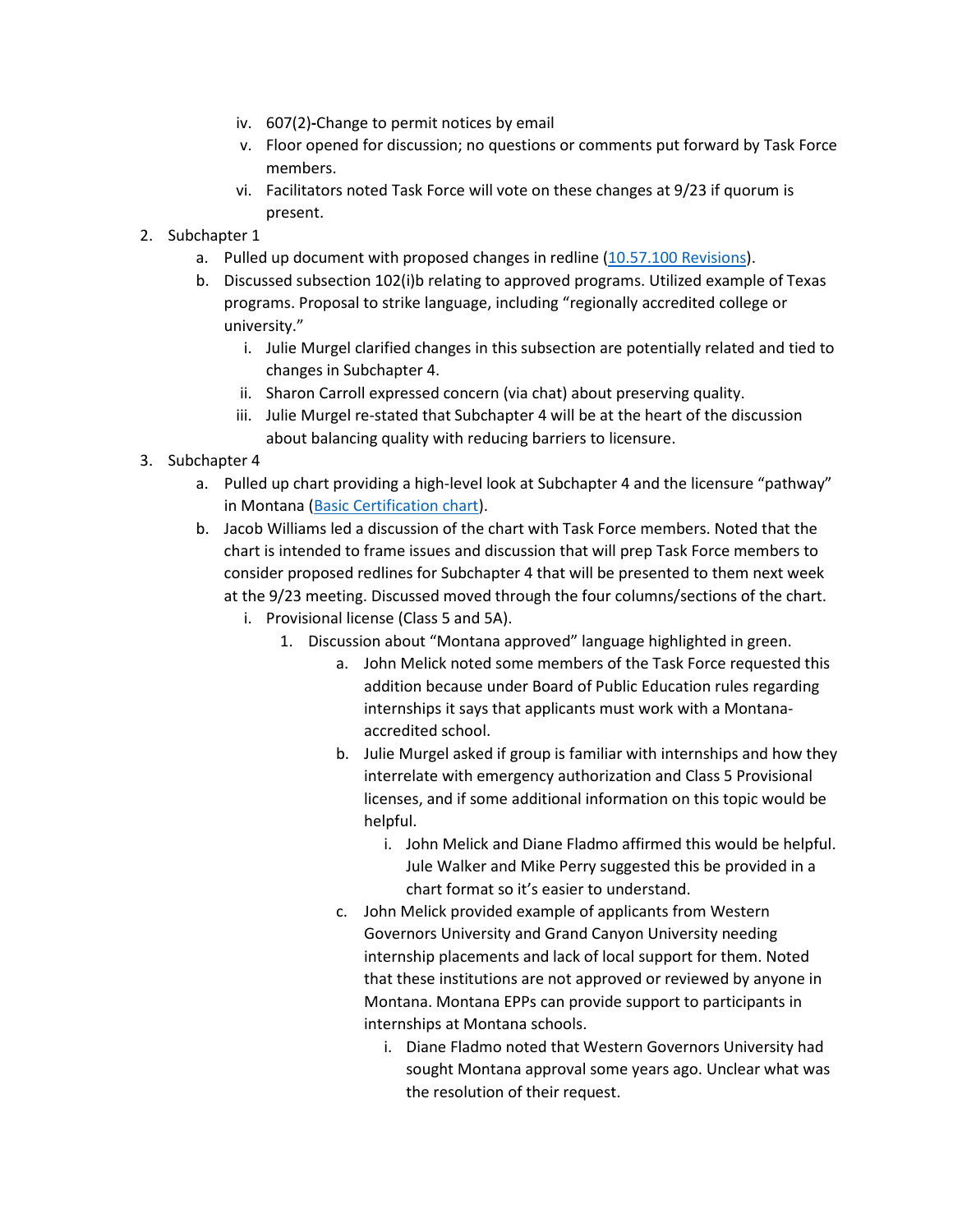iv. 607(2)-Change to permit notices by email
    v. Floor opened for discussion; no questions or comments put forward by Task Force members.
    vi. Facilitators noted Task Force will vote on these changes at 9/23 if quorum is present.

2. Subchapter 1
   a. Pulled up document with proposed changes in redline (10.57.100 Revisions).
   b. Discussed subsection 102(i)b relating to approved programs. Utilized example of Texas programs. Proposal to strike language, including "regionally accredited college or university."
      i. Julie Murgel clarified changes in this subsection are potentially related and tied to changes in Subchapter 4.
      ii. Sharon Carroll expressed concern (via chat) about preserving quality.
      iii. Julie Murgel re-stated that Subchapter 4 will be at the heart of the discussion about balancing quality with reducing barriers to licensure.

3. Subchapter 4
   a. Pulled up chart providing a high-level look at Subchapter 4 and the licensure "pathway" in Montana (Basic Certification chart).
   b. Jacob Williams led a discussion of the chart with Task Force members. Noted that the chart is intended to frame issues and discussion that will prep Task Force members to consider proposed redlines for Subchapter 4 that will be presented to them next week at the 9/23 meeting. Discussed moved through the four columns/sections of the chart.
      i. Provisional license (Class 5 and 5A).
         1. Discussion about "Montana approved" language highlighted in green.
            a. John Melick noted some members of the Task Force requested this addition because under Board of Public Education rules regarding internships it says that applicants must work with a Montana-accredited school.
            b. Julie Murgel asked if group is familiar with internships and how they interrelate with emergency authorization and Class 5 Provisional licenses, and if some additional information on this topic would be helpful.
               i. John Melick and Diane Fladmo affirmed this would be helpful. Jule Walker and Mike Perry suggested this be provided in a chart format so it's easier to understand.
            c. John Melick provided example of applicants from Western Governors University and Grand Canyon University needing internship placements and lack of local support for them. Noted that these institutions are not approved or reviewed by anyone in Montana. Montana EPPs can provide support to participants in internships at Montana schools.
               i. Diane Fladmo noted that Western Governors University had sought Montana approval some years ago. Unclear what was the resolution of their request.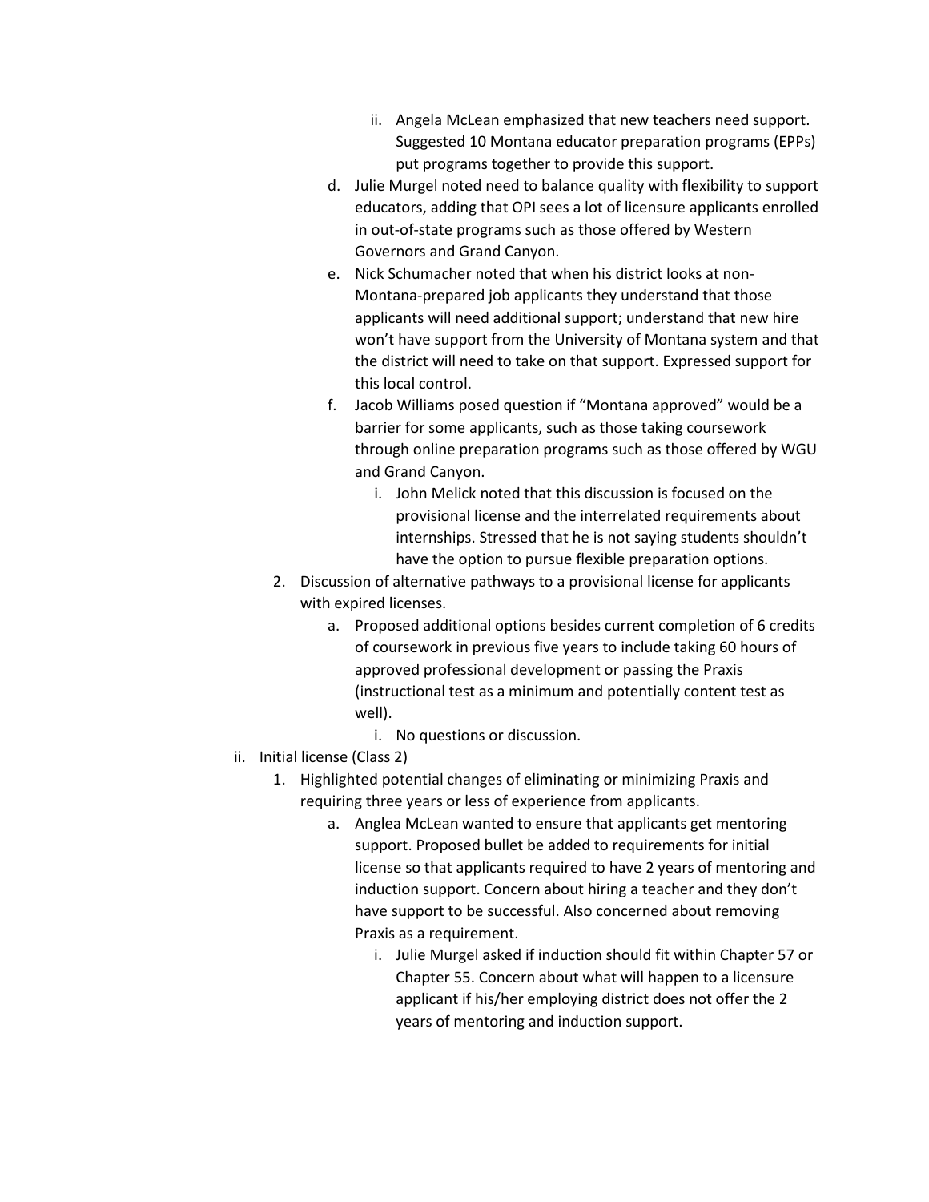ii. Angela McLean emphasized that new teachers need support. Suggested 10 Montana educator preparation programs (EPPs) put programs together to provide this support.

        d. Julie Murgel noted need to balance quality with flexibility to support educators, adding that OPI sees a lot of licensure applicants enrolled in out-of-state programs such as those offered by Western Governors and Grand Canyon.
        e. Nick Schumacher noted that when his district looks at non-Montana-prepared job applicants they understand that those applicants will need additional support; understand that new hire won't have support from the University of Montana system and that the district will need to take on that support. Expressed support for this local control.
        f. Jacob Williams posed question if "Montana approved" would be a barrier for some applicants, such as those taking coursework through online preparation programs such as those offered by WGU and Grand Canyon.
            i. John Melick noted that this discussion is focused on the provisional license and the interrelated requirements about internships. Stressed that he is not saying students shouldn't have the option to pursue flexible preparation options.

    2. Discussion of alternative pathways to a provisional license for applicants with expired licenses.
        a. Proposed additional options besides current completion of 6 credits of coursework in previous five years to include taking 60 hours of approved professional development or passing the Praxis (instructional test as a minimum and potentially content test as well).
            i. No questions or discussion.

ii. Initial license (Class 2)

    1. Highlighted potential changes of eliminating or minimizing Praxis and requiring three years or less of experience from applicants.
        a. Anglea McLean wanted to ensure that applicants get mentoring support. Proposed bullet be added to requirements for initial license so that applicants required to have 2 years of mentoring and induction support. Concern about hiring a teacher and they don't have support to be successful. Also concerned about removing Praxis as a requirement.
            i. Julie Murgel asked if induction should fit within Chapter 57 or Chapter 55. Concern about what will happen to a licensure applicant if his/her employing district does not offer the 2 years of mentoring and induction support.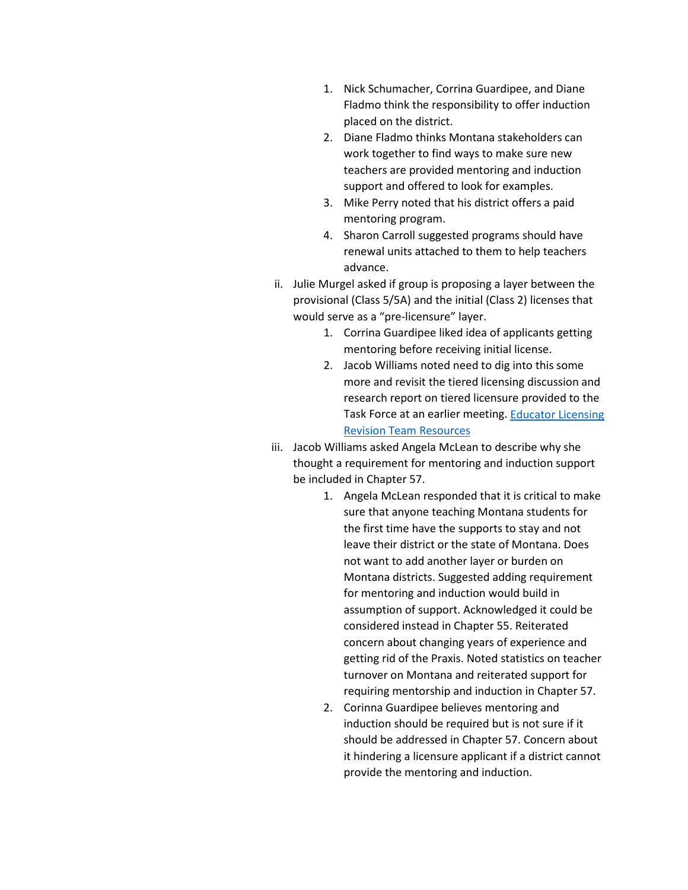1. Nick Schumacher, Corrina Guardipee, and Diane Fladmo think the responsibility to offer induction placed on the district.
2. Diane Fladmo thinks Montana stakeholders can work together to find ways to make sure new teachers are provided mentoring and induction support and offered to look for examples.
3. Mike Perry noted that his district offers a paid mentoring program.
4. Sharon Carroll suggested programs should have renewal units attached to them to help teachers advance.

ii. Julie Murgel asked if group is proposing a layer between the provisional (Class 5/5A) and the initial (Class 2) licenses that would serve as a "pre-licensure" layer.

1. Corrina Guardipee liked idea of applicants getting mentoring before receiving initial license.
2. Jacob Williams noted need to dig into this some more and revisit the tiered licensing discussion and research report on tiered licensure provided to the Task Force at an earlier meeting. [Educator Licensing Revision Team Resources]

iii. Jacob Williams asked Angela McLean to describe why she thought a requirement for mentoring and induction support be included in Chapter 57.

1. Angela McLean responded that it is critical to make sure that anyone teaching Montana students for the first time have the supports to stay and not leave their district or the state of Montana. Does not want to add another layer or burden on Montana districts. Suggested adding requirement for mentoring and induction would build in assumption of support. Acknowledged it could be considered instead in Chapter 55. Reiterated concern about changing years of experience and getting rid of the Praxis. Noted statistics on teacher turnover on Montana and reiterated support for requiring mentorship and induction in Chapter 57.
2. Corinna Guardipee believes mentoring and induction should be required but is not sure if it should be addressed in Chapter 57. Concern about it hindering a licensure applicant if a district cannot provide the mentoring and induction.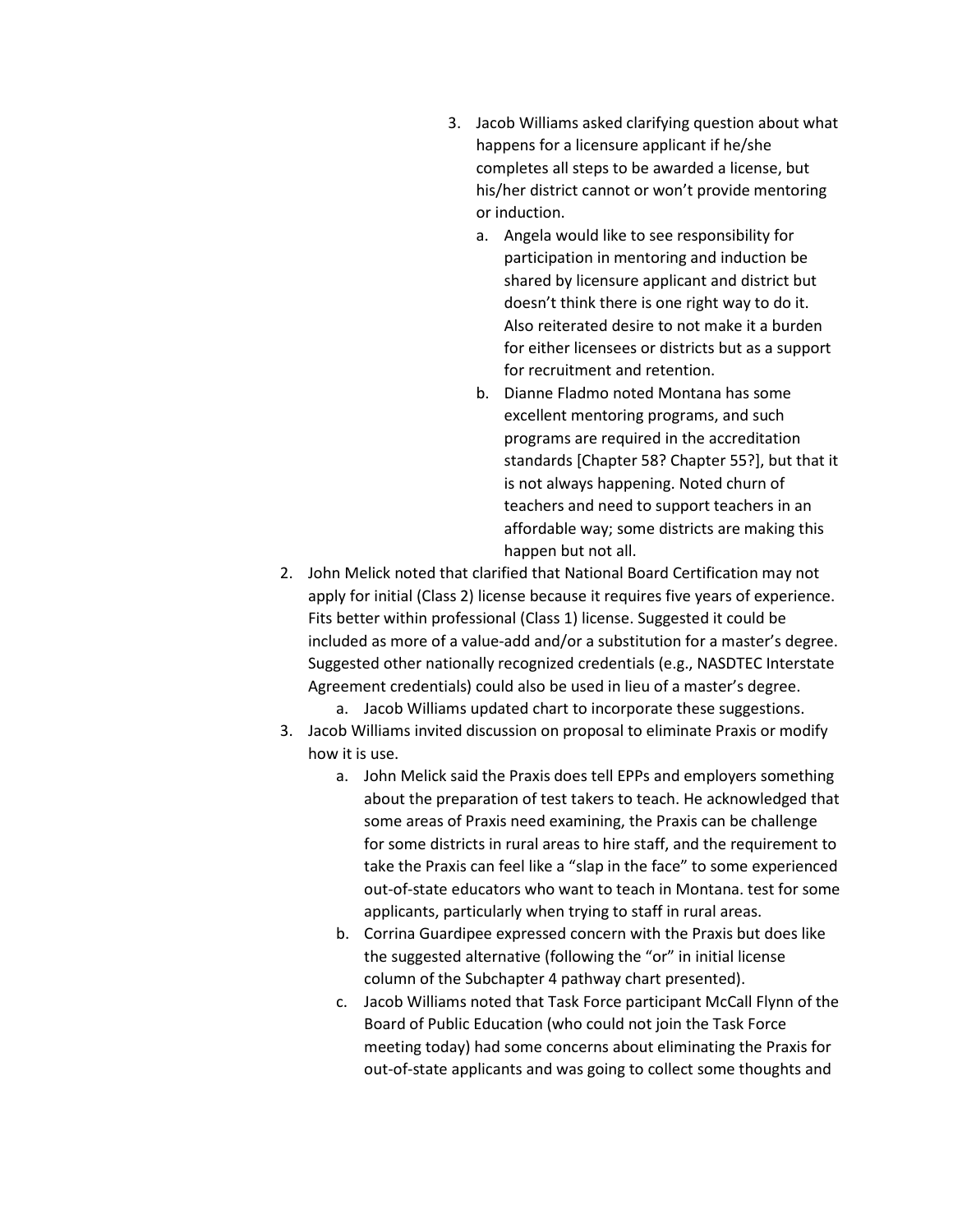3. Jacob Williams asked clarifying question about what happens for a licensure applicant if he/she completes all steps to be awarded a license, but his/her district cannot or won't provide mentoring or induction.
    a. Angela would like to see responsibility for participation in mentoring and induction be shared by licensure applicant and district but doesn't think there is one right way to do it. Also reiterated desire to not make it a burden for either licensees or districts but as a support for recruitment and retention.
    b. Dianne Fladmo noted Montana has some excellent mentoring programs, and such programs are required in the accreditation standards [Chapter 58? Chapter 55?], but that it is not always happening. Noted churn of teachers and need to support teachers in an affordable way; some districts are making this happen but not all.

2. John Melick noted that clarified that National Board Certification may not apply for initial (Class 2) license because it requires five years of experience. Fits better within professional (Class 1) license. Suggested it could be included as more of a value-add and/or a substitution for a master's degree. Suggested other nationally recognized credentials (e.g., NASDTEC Interstate Agreement credentials) could also be used in lieu of a master's degree.
    a. Jacob Williams updated chart to incorporate these suggestions.

3. Jacob Williams invited discussion on proposal to eliminate Praxis or modify how it is use.
    a. John Melick said the Praxis does tell EPPs and employers something about the preparation of test takers to teach. He acknowledged that some areas of Praxis need examining, the Praxis can be challenge for some districts in rural areas to hire staff, and the requirement to take the Praxis can feel like a "slap in the face" to some experienced out-of-state educators who want to teach in Montana. test for some applicants, particularly when trying to staff in rural areas.
    b. Corrina Guardipee expressed concern with the Praxis but does like the suggested alternative (following the "or" in initial license column of the Subchapter 4 pathway chart presented).
    c. Jacob Williams noted that Task Force participant McCall Flynn of the Board of Public Education (who could not join the Task Force meeting today) had some concerns about eliminating the Praxis for out-of-state applicants and was going to collect some thoughts and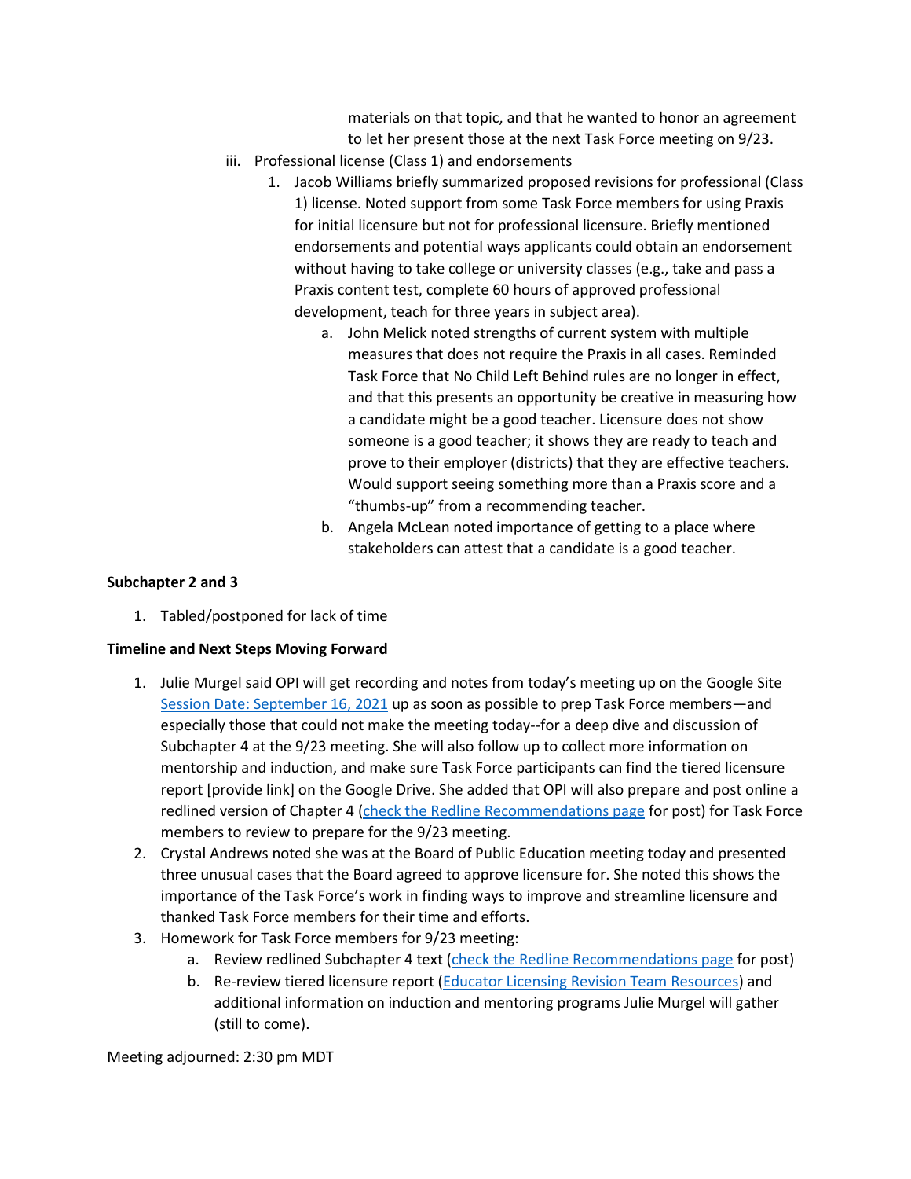materials on that topic, and that he wanted to honor an agreement to let her present those at the next Task Force meeting on 9/23.

iii. Professional license (Class 1) and endorsements

1. Jacob Williams briefly summarized proposed revisions for professional (Class 1) license. Noted support from some Task Force members for using Praxis for initial licensure but not for professional licensure. Briefly mentioned endorsements and potential ways applicants could obtain an endorsement without having to take college or university classes (e.g., take and pass a Praxis content test, complete 60 hours of approved professional development, teach for three years in subject area).
   a. John Melick noted strengths of current system with multiple measures that does not require the Praxis in all cases. Reminded Task Force that No Child Left Behind rules are no longer in effect, and that this presents an opportunity be creative in measuring how a candidate might be a good teacher. Licensure does not show someone is a good teacher; it shows they are ready to teach and prove to their employer (districts) that they are effective teachers. Would support seeing something more than a Praxis score and a "thumbs-up" from a recommending teacher.
   b. Angela McLean noted importance of getting to a place where stakeholders can attest that a candidate is a good teacher.

**Subchapter 2 and 3**

1. Tabled/postponed for lack of time

**Timeline and Next Steps Moving Forward**

1. Julie Murgel said OPI will get recording and notes from today's meeting up on the Google Site Session Date: September 16, 2021 up as soon as possible to prep Task Force members—and especially those that could not make the meeting today--for a deep dive and discussion of Subchapter 4 at the 9/23 meeting. She will also follow up to collect more information on mentorship and induction, and make sure Task Force participants can find the tiered licensure report [provide link] on the Google Drive. She added that OPI will also prepare and post online a redlined version of Chapter 4 (check the Redline Recommendations page for post) for Task Force members to review to prepare for the 9/23 meeting.
2. Crystal Andrews noted she was at the Board of Public Education meeting today and presented three unusual cases that the Board agreed to approve licensure for. She noted this shows the importance of the Task Force's work in finding ways to improve and streamline licensure and thanked Task Force members for their time and efforts.
3. Homework for Task Force members for 9/23 meeting:
   a. Review redlined Subchapter 4 text (check the Redline Recommendations page for post)
   b. Re-review tiered licensure report (Educator Licensing Revision Team Resources) and additional information on induction and mentoring programs Julie Murgel will gather (still to come).

Meeting adjourned: 2:30 pm MDT